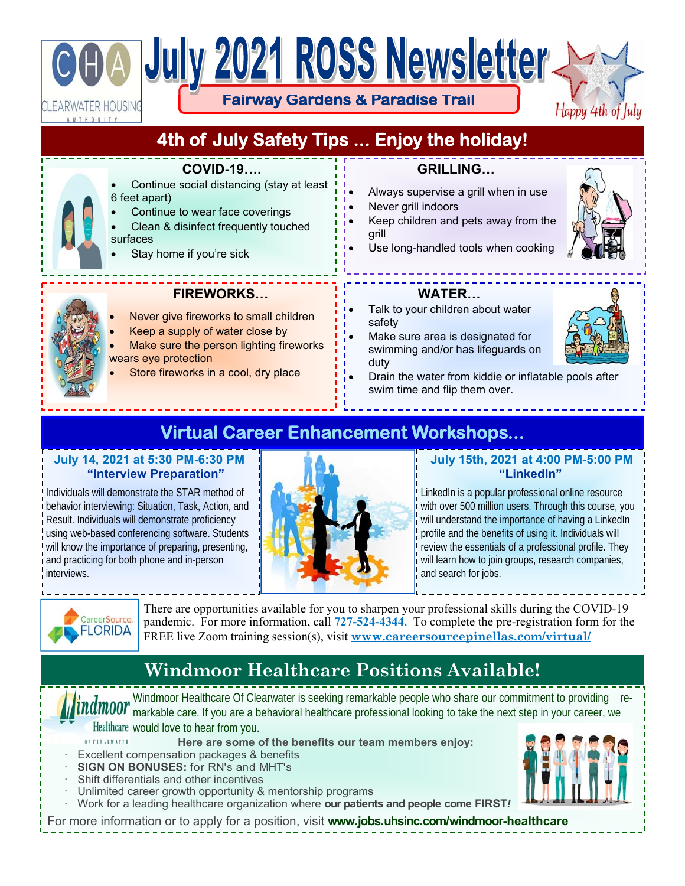CHA CLEARWATER HOUSING AUTHORITY

# July 2021 ROSS Newsletter

**Fairway Gardens & Paradise Trail**

Happy 4th of July

## 4th of July Safety Tips ... Enjoy the holiday!

### COVID-19….

- Continue social distancing (stay at least 6 feet apart)
- Continue to wear face coverings
- Clean & disinfect frequently touched surfaces
- Stay home if you're sick

### GRILLING…

- Always supervise a grill when in use
- Never grill indoors
- Keep children and pets away from the grill
- Use long-handled tools when cooking

### FIREWORKS…

- Never give fireworks to small children
- Keep a supply of water close by
- Make sure the person lighting fireworks wears eye protection
- Store fireworks in a cool, dry place

### WATER…

- Talk to your children about water safety
- Make sure area is designated for swimming and/or has lifeguards on duty
- Drain the water from kiddie or inflatable pools after swim time and flip them over.

## Virtual Career Enhancement Workshops...

### July 14, 2021 at 5:30 PM-6:30 PM "Interview Preparation"

Individuals will demonstrate the STAR method of behavior interviewing: Situation, Task, Action, and Result. Individuals will demonstrate proficiency using web-based conferencing software. Students will know the importance of preparing, presenting, and practicing for both phone and in-person interviews.

### July 15th, 2021 at 4:00 PM-5:00 PM "LinkedIn"

LinkedIn is a popular professional online resource with over 500 million users. Through this course, you will understand the importance of having a LinkedIn profile and the benefits of using it. Individuals will review the essentials of a professional profile. They will learn how to join groups, research companies, and search for jobs.

CareerSource FLORIDA

There are opportunities available for you to sharpen your professional skills during the COVID-19 pandemic. For more information, call **727-524-4344.** To complete the pre-registration form for the FREE live Zoom training session(s), visit **www.careersourcepinellas.com/virtual/**

## Windmoor Healthcare Positions Available!

Windmoor Healthcare Of Clearwater

Windmoor Healthcare Of Clearwater is seeking remarkable people who share our commitment to providing remarkable care. If you are a behavioral healthcare professional looking to take the next step in your career, we would love to hear from you.

**Here are some of the benefits our team members enjoy:**

- Excellent compensation packages & benefits
- **SIGN ON BONUSES:** for RN's and MHT's
- Shift differentials and other incentives
- Unlimited career growth opportunity & mentorship programs
- Work for a leading healthcare organization where **our patients and people come FIRST*!***

For more information or to apply for a position, visit **www.jobs.uhsinc.com/windmoor-healthcare**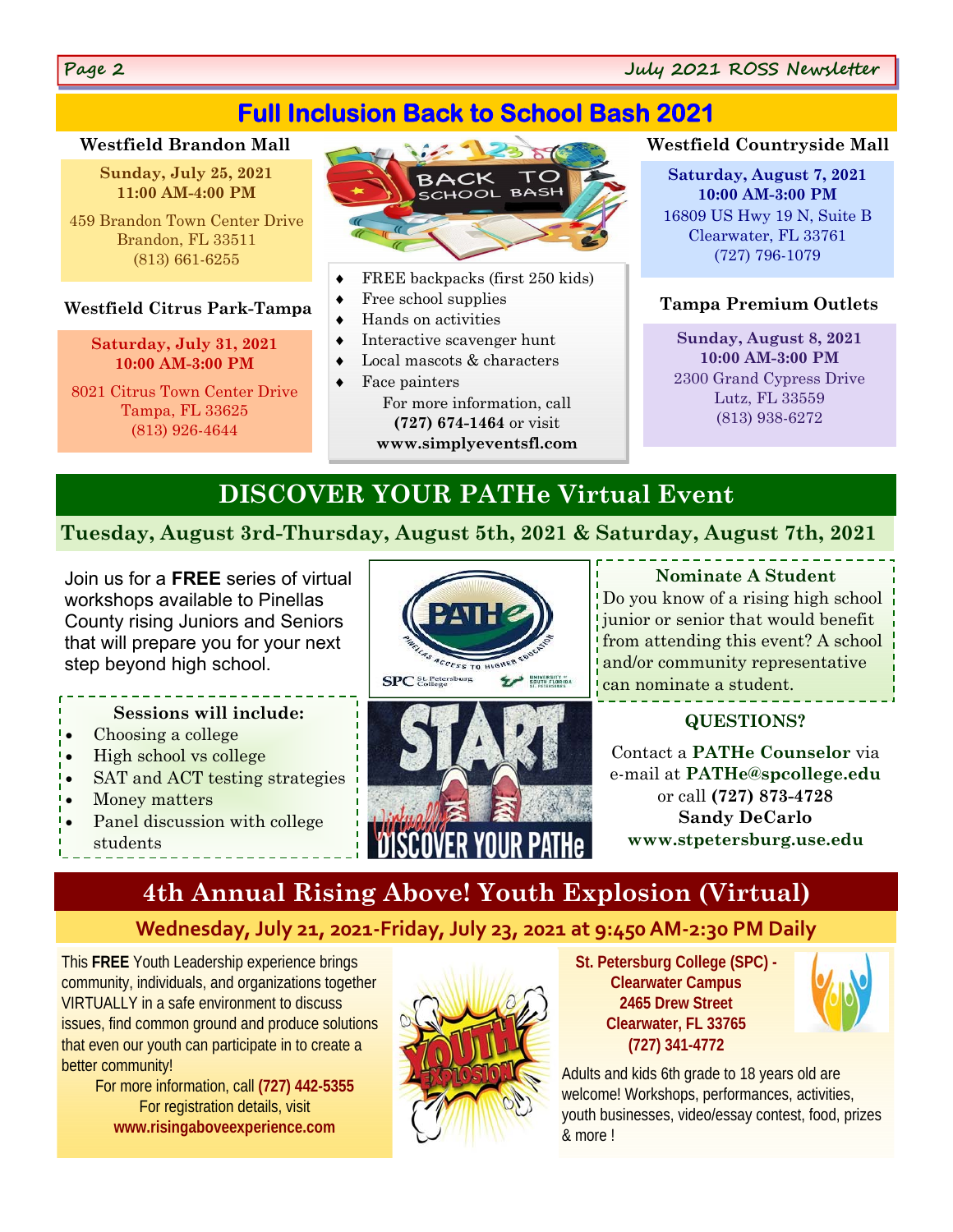## Full Inclusion Back to School Bash 2021

**Westfield Brandon Mall**

**Sunday, July 25, 2021**
**11:00 AM-4:00 PM**

459 Brandon Town Center Drive
Brandon, FL 33511
(813) 661-6255

**Westfield Citrus Park-Tampa**

**Saturday, July 31, 2021**
**10:00 AM-3:00 PM**

8021 Citrus Town Center Drive
Tampa, FL 33625
(813) 926-4644

- FREE backpacks (first 250 kids)
- Free school supplies
- Hands on activities
- Interactive scavenger hunt
- Local mascots & characters
- Face painters

For more information, call **(727) 674-1464** or visit **www.simplyeventsfl.com**

**Westfield Countryside Mall**

**Saturday, August 7, 2021**
**10:00 AM-3:00 PM**

16809 US Hwy 19 N, Suite B
Clearwater, FL 33761
(727) 796-1079

**Tampa Premium Outlets**

**Sunday, August 8, 2021**
**10:00 AM-3:00 PM**

2300 Grand Cypress Drive
Lutz, FL 33559
(813) 938-6272

## DISCOVER YOUR PATHe Virtual Event

**Tuesday, August 3rd-Thursday, August 5th, 2021 & Saturday, August 7th, 2021**

Join us for a **FREE** series of virtual workshops available to Pinellas County rising Juniors and Seniors that will prepare you for your next step beyond high school.

**Sessions will include:**

- Choosing a college
- High school vs college
- SAT and ACT testing strategies
- Money matters
- Panel discussion with college students

**Nominate A Student**

Do you know of a rising high school junior or senior that would benefit from attending this event? A school and/or community representative can nominate a student.

**QUESTIONS?**

Contact a **PATHe Counselor** via e-mail at **PATHe@spcollege.edu** or call **(727) 873-4728**
**Sandy DeCarlo**
**www.stpetersburg.use.edu**

## 4th Annual Rising Above! Youth Explosion (Virtual)

**Wednesday, July 21, 2021-Friday, July 23, 2021 at 9:450 AM-2:30 PM Daily**

This **FREE** Youth Leadership experience brings community, individuals, and organizations together VIRTUALLY in a safe environment to discuss issues, find common ground and produce solutions that even our youth can participate in to create a better community!

For more information, call **(727) 442-5355**
For registration details, visit
**www.risingaboveexperience.com**

**St. Petersburg College (SPC) - Clearwater Campus**
**2465 Drew Street**
**Clearwater, FL 33765**
**(727) 341-4772**

Adults and kids 6th grade to 18 years old are welcome! Workshops, performances, activities, youth businesses, video/essay contest, food, prizes & more !